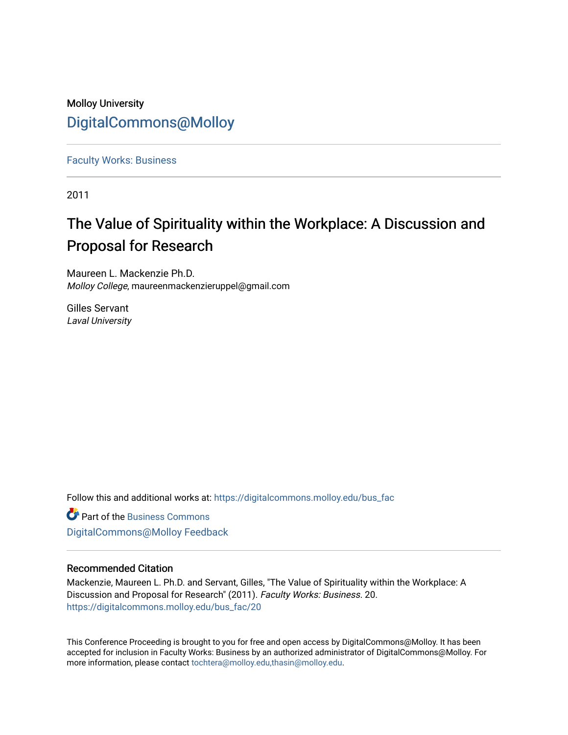Molloy University

DigitalCommons@Molloy

Faculty Works: Business

2011

# The Value of Spirituality within the Workplace: A Discussion and Proposal for Research

Maureen L. Mackenzie Ph.D.
*Molloy College*, maureenmackenzieruppel@gmail.com

Gilles Servant
*Laval University*

Follow this and additional works at: https://digitalcommons.molloy.edu/bus_fac

Part of the Business Commons

DigitalCommons@Molloy Feedback

## Recommended Citation

Mackenzie, Maureen L. Ph.D. and Servant, Gilles, "The Value of Spirituality within the Workplace: A Discussion and Proposal for Research" (2011). *Faculty Works: Business*. 20.
https://digitalcommons.molloy.edu/bus_fac/20

This Conference Proceeding is brought to you for free and open access by DigitalCommons@Molloy. It has been accepted for inclusion in Faculty Works: Business by an authorized administrator of DigitalCommons@Molloy. For more information, please contact tochtera@molloy.edu,thasin@molloy.edu.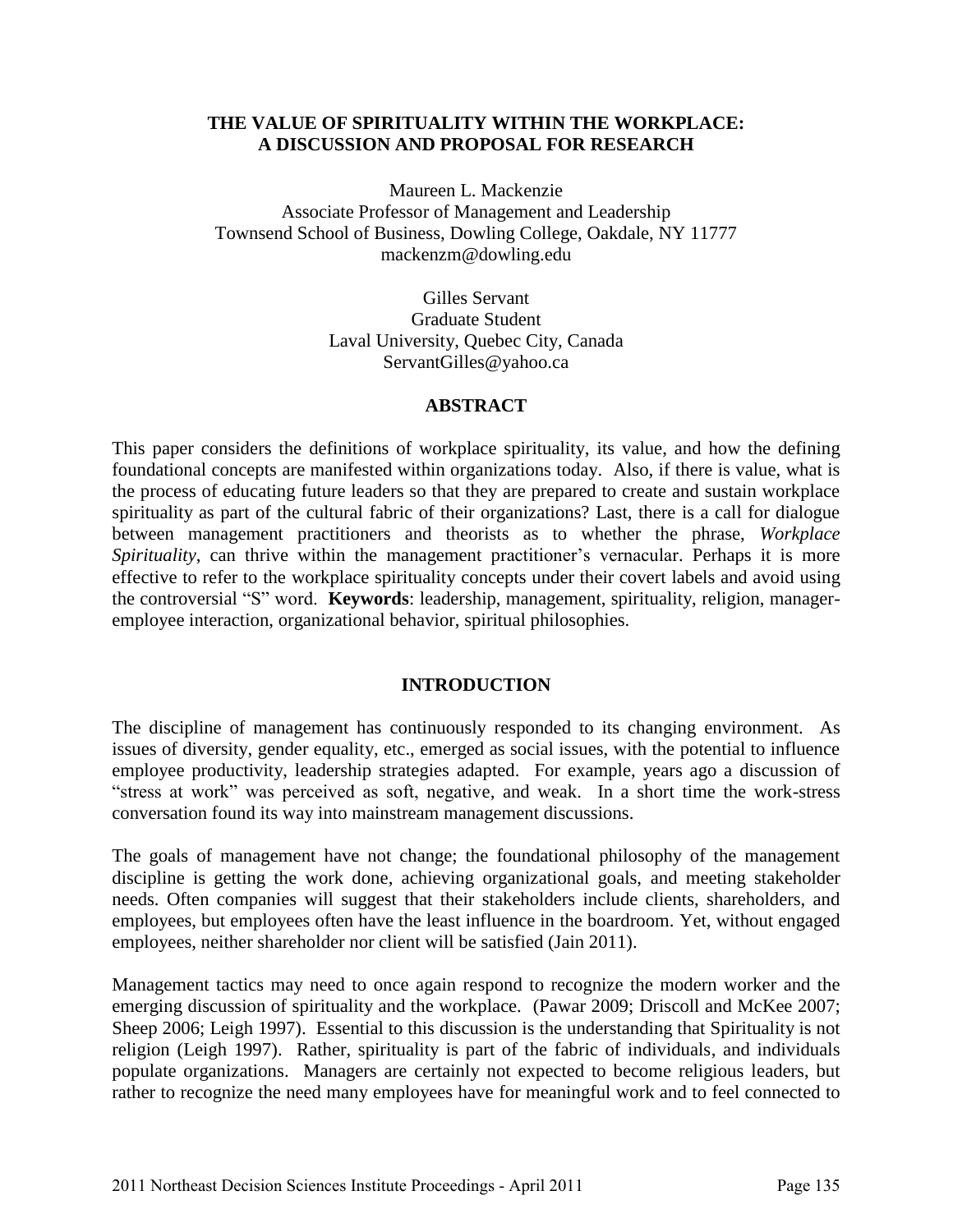**THE VALUE OF SPIRITUALITY WITHIN THE WORKPLACE: A DISCUSSION AND PROPOSAL FOR RESEARCH**

Maureen L. Mackenzie
Associate Professor of Management and Leadership
Townsend School of Business, Dowling College, Oakdale, NY 11777
mackenzm@dowling.edu

Gilles Servant
Graduate Student
Laval University, Quebec City, Canada
ServantGilles@yahoo.ca

## ABSTRACT

This paper considers the definitions of workplace spirituality, its value, and how the defining foundational concepts are manifested within organizations today. Also, if there is value, what is the process of educating future leaders so that they are prepared to create and sustain workplace spirituality as part of the cultural fabric of their organizations? Last, there is a call for dialogue between management practitioners and theorists as to whether the phrase, *Workplace Spirituality*, can thrive within the management practitioner's vernacular. Perhaps it is more effective to refer to the workplace spirituality concepts under their covert labels and avoid using the controversial "S" word. **Keywords**: leadership, management, spirituality, religion, manager-employee interaction, organizational behavior, spiritual philosophies.

## INTRODUCTION

The discipline of management has continuously responded to its changing environment. As issues of diversity, gender equality, etc., emerged as social issues, with the potential to influence employee productivity, leadership strategies adapted. For example, years ago a discussion of "stress at work" was perceived as soft, negative, and weak. In a short time the work-stress conversation found its way into mainstream management discussions.

The goals of management have not change; the foundational philosophy of the management discipline is getting the work done, achieving organizational goals, and meeting stakeholder needs. Often companies will suggest that their stakeholders include clients, shareholders, and employees, but employees often have the least influence in the boardroom. Yet, without engaged employees, neither shareholder nor client will be satisfied (Jain 2011).

Management tactics may need to once again respond to recognize the modern worker and the emerging discussion of spirituality and the workplace. (Pawar 2009; Driscoll and McKee 2007; Sheep 2006; Leigh 1997). Essential to this discussion is the understanding that Spirituality is not religion (Leigh 1997). Rather, spirituality is part of the fabric of individuals, and individuals populate organizations. Managers are certainly not expected to become religious leaders, but rather to recognize the need many employees have for meaningful work and to feel connected to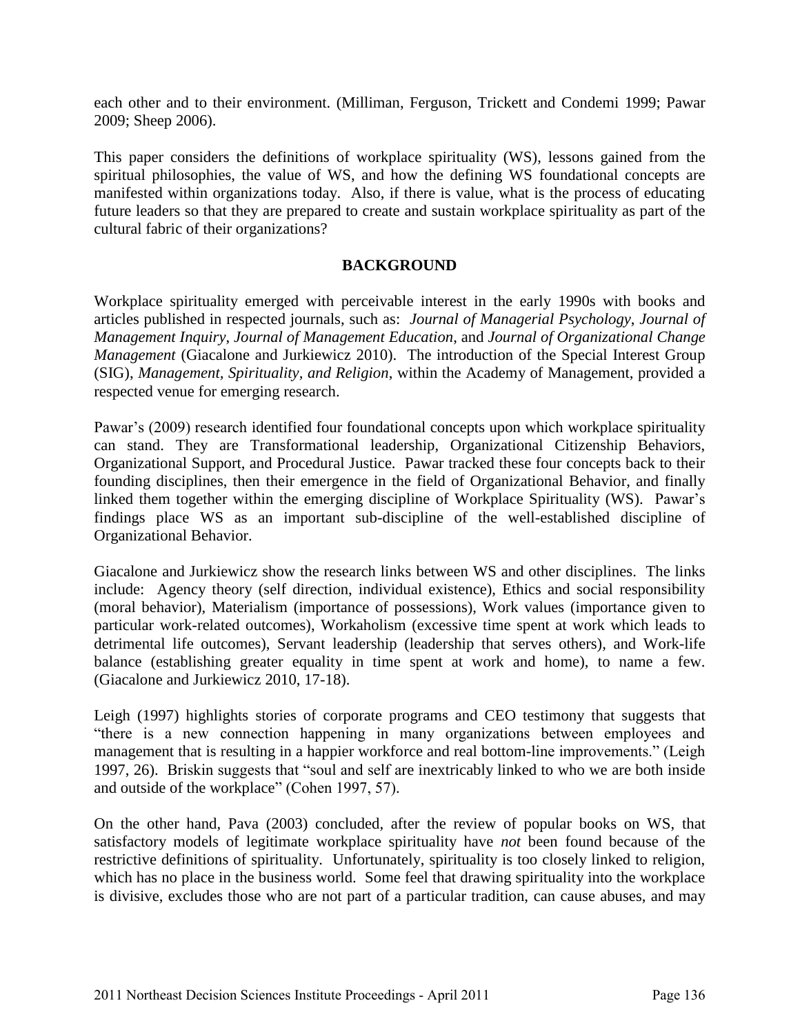each other and to their environment. (Milliman, Ferguson, Trickett and Condemi 1999; Pawar 2009; Sheep 2006).

This paper considers the definitions of workplace spirituality (WS), lessons gained from the spiritual philosophies, the value of WS, and how the defining WS foundational concepts are manifested within organizations today. Also, if there is value, what is the process of educating future leaders so that they are prepared to create and sustain workplace spirituality as part of the cultural fabric of their organizations?

## BACKGROUND

Workplace spirituality emerged with perceivable interest in the early 1990s with books and articles published in respected journals, such as: *Journal of Managerial Psychology*, *Journal of Management Inquiry*, *Journal of Management Education,* and *Journal of Organizational Change Management* (Giacalone and Jurkiewicz 2010). The introduction of the Special Interest Group (SIG), *Management, Spirituality, and Religion*, within the Academy of Management, provided a respected venue for emerging research.

Pawar's (2009) research identified four foundational concepts upon which workplace spirituality can stand. They are Transformational leadership, Organizational Citizenship Behaviors, Organizational Support, and Procedural Justice. Pawar tracked these four concepts back to their founding disciplines, then their emergence in the field of Organizational Behavior, and finally linked them together within the emerging discipline of Workplace Spirituality (WS). Pawar's findings place WS as an important sub-discipline of the well-established discipline of Organizational Behavior.

Giacalone and Jurkiewicz show the research links between WS and other disciplines. The links include: Agency theory (self direction, individual existence), Ethics and social responsibility (moral behavior), Materialism (importance of possessions), Work values (importance given to particular work-related outcomes), Workaholism (excessive time spent at work which leads to detrimental life outcomes), Servant leadership (leadership that serves others), and Work-life balance (establishing greater equality in time spent at work and home), to name a few. (Giacalone and Jurkiewicz 2010, 17-18).

Leigh (1997) highlights stories of corporate programs and CEO testimony that suggests that "there is a new connection happening in many organizations between employees and management that is resulting in a happier workforce and real bottom-line improvements." (Leigh 1997, 26). Briskin suggests that "soul and self are inextricably linked to who we are both inside and outside of the workplace" (Cohen 1997, 57).

On the other hand, Pava (2003) concluded, after the review of popular books on WS, that satisfactory models of legitimate workplace spirituality have *not* been found because of the restrictive definitions of spirituality. Unfortunately, spirituality is too closely linked to religion, which has no place in the business world. Some feel that drawing spirituality into the workplace is divisive, excludes those who are not part of a particular tradition, can cause abuses, and may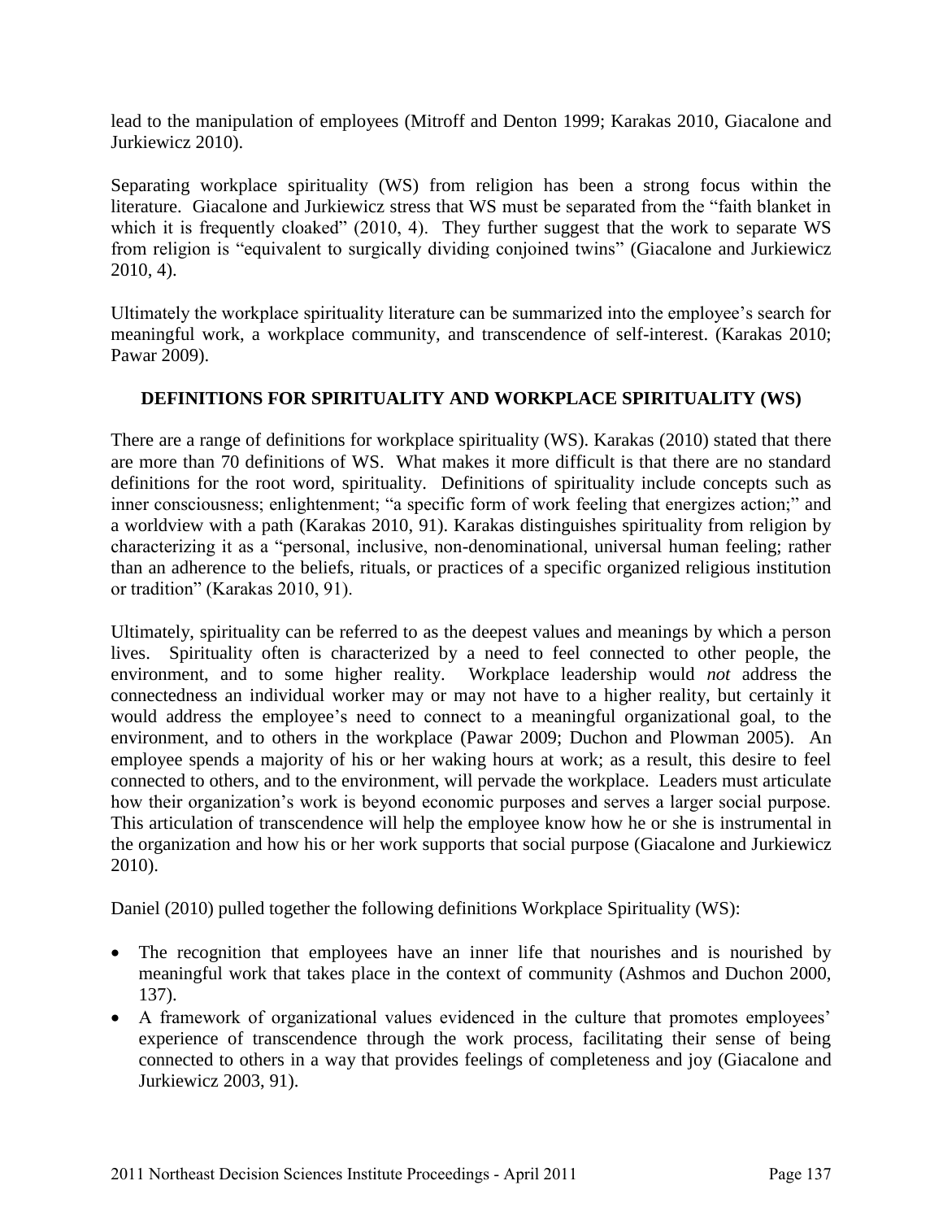lead to the manipulation of employees (Mitroff and Denton 1999; Karakas 2010, Giacalone and Jurkiewicz 2010).

Separating workplace spirituality (WS) from religion has been a strong focus within the literature. Giacalone and Jurkiewicz stress that WS must be separated from the "faith blanket in which it is frequently cloaked" (2010, 4). They further suggest that the work to separate WS from religion is "equivalent to surgically dividing conjoined twins" (Giacalone and Jurkiewicz 2010, 4).

Ultimately the workplace spirituality literature can be summarized into the employee's search for meaningful work, a workplace community, and transcendence of self-interest. (Karakas 2010; Pawar 2009).

## DEFINITIONS FOR SPIRITUALITY AND WORKPLACE SPIRITUALITY (WS)

There are a range of definitions for workplace spirituality (WS). Karakas (2010) stated that there are more than 70 definitions of WS. What makes it more difficult is that there are no standard definitions for the root word, spirituality. Definitions of spirituality include concepts such as inner consciousness; enlightenment; "a specific form of work feeling that energizes action;" and a worldview with a path (Karakas 2010, 91). Karakas distinguishes spirituality from religion by characterizing it as a "personal, inclusive, non-denominational, universal human feeling; rather than an adherence to the beliefs, rituals, or practices of a specific organized religious institution or tradition" (Karakas 2010, 91).

Ultimately, spirituality can be referred to as the deepest values and meanings by which a person lives. Spirituality often is characterized by a need to feel connected to other people, the environment, and to some higher reality. Workplace leadership would *not* address the connectedness an individual worker may or may not have to a higher reality, but certainly it would address the employee's need to connect to a meaningful organizational goal, to the environment, and to others in the workplace (Pawar 2009; Duchon and Plowman 2005). An employee spends a majority of his or her waking hours at work; as a result, this desire to feel connected to others, and to the environment, will pervade the workplace. Leaders must articulate how their organization's work is beyond economic purposes and serves a larger social purpose. This articulation of transcendence will help the employee know how he or she is instrumental in the organization and how his or her work supports that social purpose (Giacalone and Jurkiewicz 2010).

Daniel (2010) pulled together the following definitions Workplace Spirituality (WS):

- The recognition that employees have an inner life that nourishes and is nourished by meaningful work that takes place in the context of community (Ashmos and Duchon 2000, 137).
- A framework of organizational values evidenced in the culture that promotes employees' experience of transcendence through the work process, facilitating their sense of being connected to others in a way that provides feelings of completeness and joy (Giacalone and Jurkiewicz 2003, 91).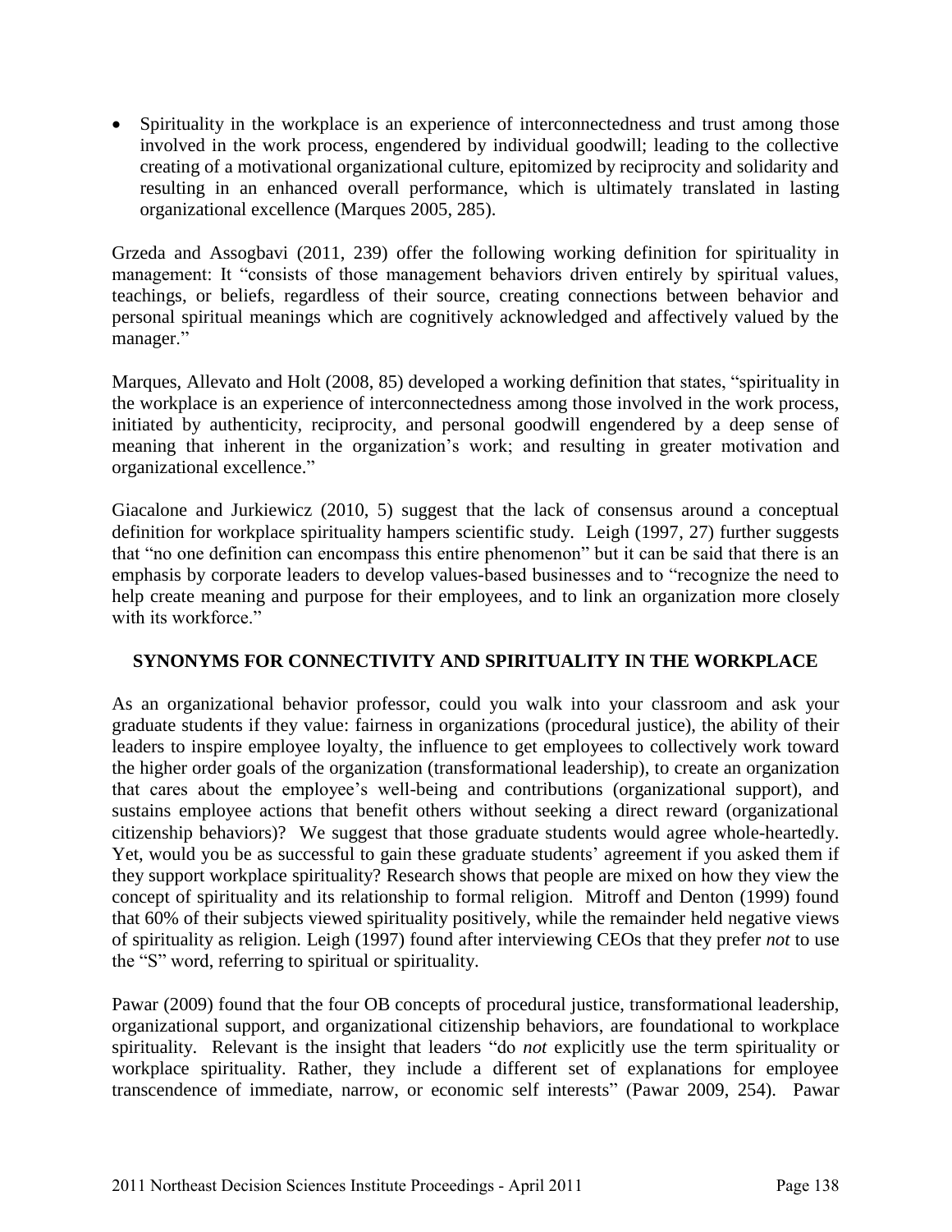- Spirituality in the workplace is an experience of interconnectedness and trust among those involved in the work process, engendered by individual goodwill; leading to the collective creating of a motivational organizational culture, epitomized by reciprocity and solidarity and resulting in an enhanced overall performance, which is ultimately translated in lasting organizational excellence (Marques 2005, 285).

Grzeda and Assogbavi (2011, 239) offer the following working definition for spirituality in management: It "consists of those management behaviors driven entirely by spiritual values, teachings, or beliefs, regardless of their source, creating connections between behavior and personal spiritual meanings which are cognitively acknowledged and affectively valued by the manager."

Marques, Allevato and Holt (2008, 85) developed a working definition that states, "spirituality in the workplace is an experience of interconnectedness among those involved in the work process, initiated by authenticity, reciprocity, and personal goodwill engendered by a deep sense of meaning that inherent in the organization's work; and resulting in greater motivation and organizational excellence."

Giacalone and Jurkiewicz (2010, 5) suggest that the lack of consensus around a conceptual definition for workplace spirituality hampers scientific study. Leigh (1997, 27) further suggests that "no one definition can encompass this entire phenomenon" but it can be said that there is an emphasis by corporate leaders to develop values-based businesses and to "recognize the need to help create meaning and purpose for their employees, and to link an organization more closely with its workforce."

## SYNONYMS FOR CONNECTIVITY AND SPIRITUALITY IN THE WORKPLACE

As an organizational behavior professor, could you walk into your classroom and ask your graduate students if they value: fairness in organizations (procedural justice), the ability of their leaders to inspire employee loyalty, the influence to get employees to collectively work toward the higher order goals of the organization (transformational leadership), to create an organization that cares about the employee's well-being and contributions (organizational support), and sustains employee actions that benefit others without seeking a direct reward (organizational citizenship behaviors)? We suggest that those graduate students would agree whole-heartedly. Yet, would you be as successful to gain these graduate students' agreement if you asked them if they support workplace spirituality? Research shows that people are mixed on how they view the concept of spirituality and its relationship to formal religion. Mitroff and Denton (1999) found that 60% of their subjects viewed spirituality positively, while the remainder held negative views of spirituality as religion. Leigh (1997) found after interviewing CEOs that they prefer *not* to use the "S" word, referring to spiritual or spirituality.

Pawar (2009) found that the four OB concepts of procedural justice, transformational leadership, organizational support, and organizational citizenship behaviors, are foundational to workplace spirituality. Relevant is the insight that leaders "do *not* explicitly use the term spirituality or workplace spirituality. Rather, they include a different set of explanations for employee transcendence of immediate, narrow, or economic self interests" (Pawar 2009, 254). Pawar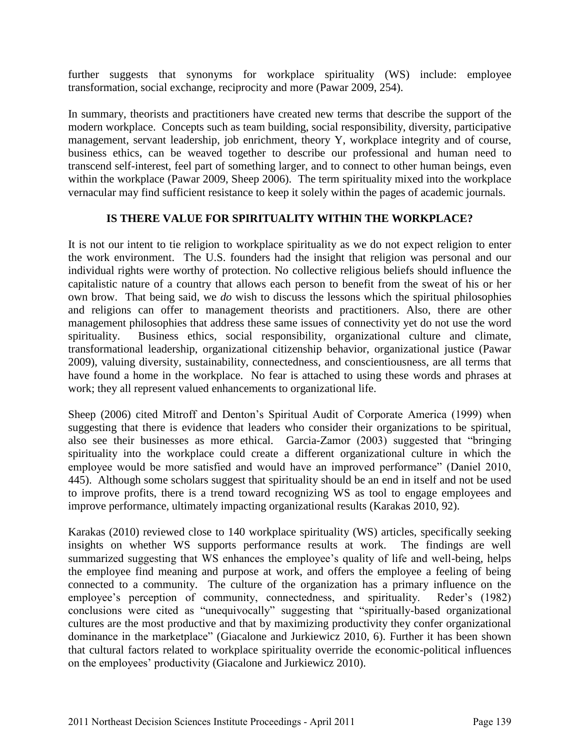further suggests that synonyms for workplace spirituality (WS) include: employee transformation, social exchange, reciprocity and more (Pawar 2009, 254).

In summary, theorists and practitioners have created new terms that describe the support of the modern workplace. Concepts such as team building, social responsibility, diversity, participative management, servant leadership, job enrichment, theory Y, workplace integrity and of course, business ethics, can be weaved together to describe our professional and human need to transcend self-interest, feel part of something larger, and to connect to other human beings, even within the workplace (Pawar 2009, Sheep 2006). The term spirituality mixed into the workplace vernacular may find sufficient resistance to keep it solely within the pages of academic journals.

## IS THERE VALUE FOR SPIRITUALITY WITHIN THE WORKPLACE?

It is not our intent to tie religion to workplace spirituality as we do not expect religion to enter the work environment. The U.S. founders had the insight that religion was personal and our individual rights were worthy of protection. No collective religious beliefs should influence the capitalistic nature of a country that allows each person to benefit from the sweat of his or her own brow. That being said, we *do* wish to discuss the lessons which the spiritual philosophies and religions can offer to management theorists and practitioners. Also, there are other management philosophies that address these same issues of connectivity yet do not use the word spirituality. Business ethics, social responsibility, organizational culture and climate, transformational leadership, organizational citizenship behavior, organizational justice (Pawar 2009), valuing diversity, sustainability, connectedness, and conscientiousness, are all terms that have found a home in the workplace. No fear is attached to using these words and phrases at work; they all represent valued enhancements to organizational life.

Sheep (2006) cited Mitroff and Denton's Spiritual Audit of Corporate America (1999) when suggesting that there is evidence that leaders who consider their organizations to be spiritual, also see their businesses as more ethical. Garcia-Zamor (2003) suggested that "bringing spirituality into the workplace could create a different organizational culture in which the employee would be more satisfied and would have an improved performance" (Daniel 2010, 445). Although some scholars suggest that spirituality should be an end in itself and not be used to improve profits, there is a trend toward recognizing WS as tool to engage employees and improve performance, ultimately impacting organizational results (Karakas 2010, 92).

Karakas (2010) reviewed close to 140 workplace spirituality (WS) articles, specifically seeking insights on whether WS supports performance results at work. The findings are well summarized suggesting that WS enhances the employee's quality of life and well-being, helps the employee find meaning and purpose at work, and offers the employee a feeling of being connected to a community. The culture of the organization has a primary influence on the employee's perception of community, connectedness, and spirituality. Reder's (1982) conclusions were cited as "unequivocally" suggesting that "spiritually-based organizational cultures are the most productive and that by maximizing productivity they confer organizational dominance in the marketplace" (Giacalone and Jurkiewicz 2010, 6). Further it has been shown that cultural factors related to workplace spirituality override the economic-political influences on the employees' productivity (Giacalone and Jurkiewicz 2010).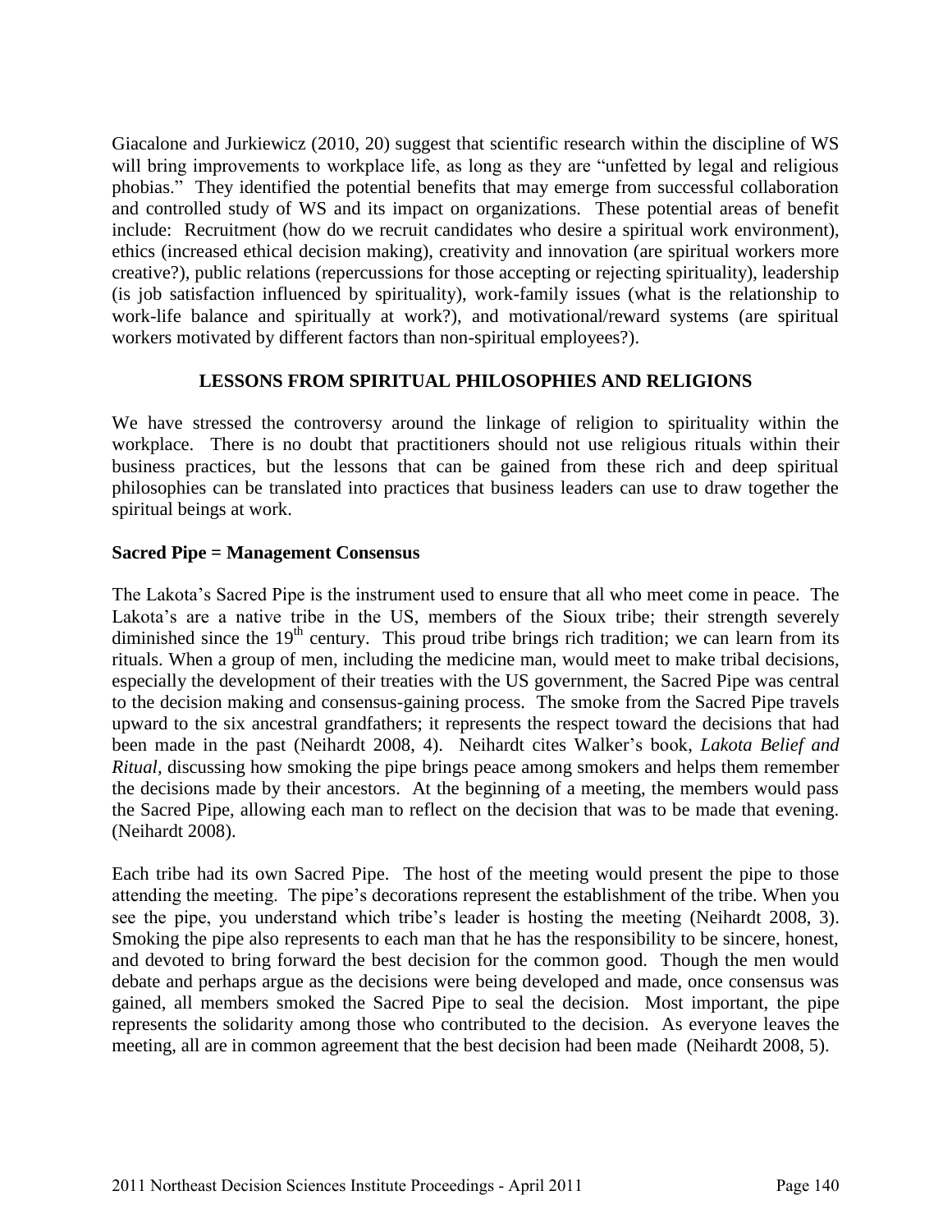Giacalone and Jurkiewicz (2010, 20) suggest that scientific research within the discipline of WS will bring improvements to workplace life, as long as they are "unfetted by legal and religious phobias." They identified the potential benefits that may emerge from successful collaboration and controlled study of WS and its impact on organizations. These potential areas of benefit include: Recruitment (how do we recruit candidates who desire a spiritual work environment), ethics (increased ethical decision making), creativity and innovation (are spiritual workers more creative?), public relations (repercussions for those accepting or rejecting spirituality), leadership (is job satisfaction influenced by spirituality), work-family issues (what is the relationship to work-life balance and spiritually at work?), and motivational/reward systems (are spiritual workers motivated by different factors than non-spiritual employees?).

## LESSONS FROM SPIRITUAL PHILOSOPHIES AND RELIGIONS

We have stressed the controversy around the linkage of religion to spirituality within the workplace. There is no doubt that practitioners should not use religious rituals within their business practices, but the lessons that can be gained from these rich and deep spiritual philosophies can be translated into practices that business leaders can use to draw together the spiritual beings at work.

### Sacred Pipe = Management Consensus

The Lakota's Sacred Pipe is the instrument used to ensure that all who meet come in peace. The Lakota's are a native tribe in the US, members of the Sioux tribe; their strength severely diminished since the 19th century. This proud tribe brings rich tradition; we can learn from its rituals. When a group of men, including the medicine man, would meet to make tribal decisions, especially the development of their treaties with the US government, the Sacred Pipe was central to the decision making and consensus-gaining process. The smoke from the Sacred Pipe travels upward to the six ancestral grandfathers; it represents the respect toward the decisions that had been made in the past (Neihardt 2008, 4). Neihardt cites Walker's book, *Lakota Belief and Ritual*, discussing how smoking the pipe brings peace among smokers and helps them remember the decisions made by their ancestors. At the beginning of a meeting, the members would pass the Sacred Pipe, allowing each man to reflect on the decision that was to be made that evening. (Neihardt 2008).

Each tribe had its own Sacred Pipe. The host of the meeting would present the pipe to those attending the meeting. The pipe's decorations represent the establishment of the tribe. When you see the pipe, you understand which tribe's leader is hosting the meeting (Neihardt 2008, 3). Smoking the pipe also represents to each man that he has the responsibility to be sincere, honest, and devoted to bring forward the best decision for the common good. Though the men would debate and perhaps argue as the decisions were being developed and made, once consensus was gained, all members smoked the Sacred Pipe to seal the decision. Most important, the pipe represents the solidarity among those who contributed to the decision. As everyone leaves the meeting, all are in common agreement that the best decision had been made (Neihardt 2008, 5).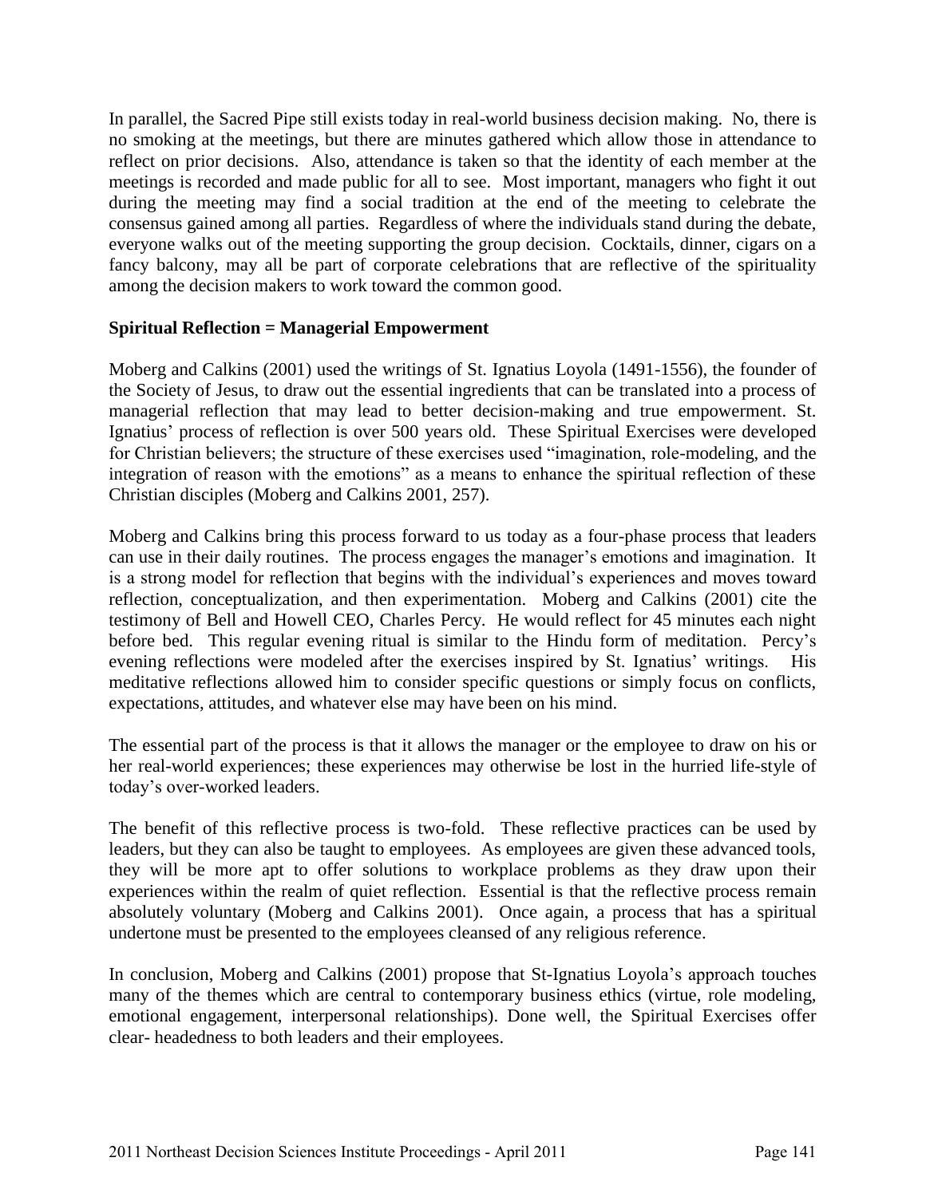In parallel, the Sacred Pipe still exists today in real-world business decision making. No, there is no smoking at the meetings, but there are minutes gathered which allow those in attendance to reflect on prior decisions. Also, attendance is taken so that the identity of each member at the meetings is recorded and made public for all to see. Most important, managers who fight it out during the meeting may find a social tradition at the end of the meeting to celebrate the consensus gained among all parties. Regardless of where the individuals stand during the debate, everyone walks out of the meeting supporting the group decision. Cocktails, dinner, cigars on a fancy balcony, may all be part of corporate celebrations that are reflective of the spirituality among the decision makers to work toward the common good.

**Spiritual Reflection = Managerial Empowerment**

Moberg and Calkins (2001) used the writings of St. Ignatius Loyola (1491-1556), the founder of the Society of Jesus, to draw out the essential ingredients that can be translated into a process of managerial reflection that may lead to better decision-making and true empowerment. St. Ignatius' process of reflection is over 500 years old. These Spiritual Exercises were developed for Christian believers; the structure of these exercises used "imagination, role-modeling, and the integration of reason with the emotions" as a means to enhance the spiritual reflection of these Christian disciples (Moberg and Calkins 2001, 257).

Moberg and Calkins bring this process forward to us today as a four-phase process that leaders can use in their daily routines. The process engages the manager's emotions and imagination. It is a strong model for reflection that begins with the individual's experiences and moves toward reflection, conceptualization, and then experimentation. Moberg and Calkins (2001) cite the testimony of Bell and Howell CEO, Charles Percy. He would reflect for 45 minutes each night before bed. This regular evening ritual is similar to the Hindu form of meditation. Percy's evening reflections were modeled after the exercises inspired by St. Ignatius' writings. His meditative reflections allowed him to consider specific questions or simply focus on conflicts, expectations, attitudes, and whatever else may have been on his mind.

The essential part of the process is that it allows the manager or the employee to draw on his or her real-world experiences; these experiences may otherwise be lost in the hurried life-style of today's over-worked leaders.

The benefit of this reflective process is two-fold. These reflective practices can be used by leaders, but they can also be taught to employees. As employees are given these advanced tools, they will be more apt to offer solutions to workplace problems as they draw upon their experiences within the realm of quiet reflection. Essential is that the reflective process remain absolutely voluntary (Moberg and Calkins 2001). Once again, a process that has a spiritual undertone must be presented to the employees cleansed of any religious reference.

In conclusion, Moberg and Calkins (2001) propose that St-Ignatius Loyola's approach touches many of the themes which are central to contemporary business ethics (virtue, role modeling, emotional engagement, interpersonal relationships). Done well, the Spiritual Exercises offer clear- headedness to both leaders and their employees.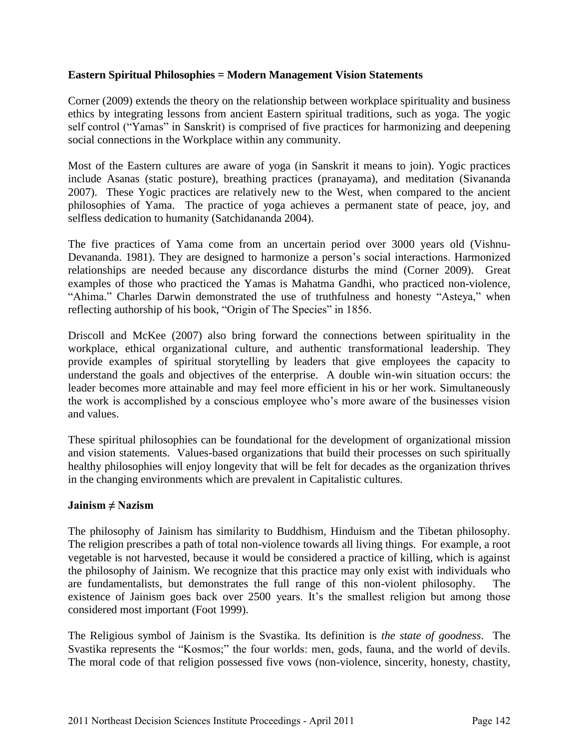**Eastern Spiritual Philosophies = Modern Management Vision Statements**

Corner (2009) extends the theory on the relationship between workplace spirituality and business ethics by integrating lessons from ancient Eastern spiritual traditions, such as yoga. The yogic self control ("Yamas" in Sanskrit) is comprised of five practices for harmonizing and deepening social connections in the Workplace within any community.

Most of the Eastern cultures are aware of yoga (in Sanskrit it means to join). Yogic practices include Asanas (static posture), breathing practices (pranayama), and meditation (Sivananda 2007). These Yogic practices are relatively new to the West, when compared to the ancient philosophies of Yama. The practice of yoga achieves a permanent state of peace, joy, and selfless dedication to humanity (Satchidananda 2004).

The five practices of Yama come from an uncertain period over 3000 years old (Vishnu-Devananda. 1981). They are designed to harmonize a person's social interactions. Harmonized relationships are needed because any discordance disturbs the mind (Corner 2009). Great examples of those who practiced the Yamas is Mahatma Gandhi, who practiced non-violence, "Ahima." Charles Darwin demonstrated the use of truthfulness and honesty "Asteya," when reflecting authorship of his book, "Origin of The Species" in 1856.

Driscoll and McKee (2007) also bring forward the connections between spirituality in the workplace, ethical organizational culture, and authentic transformational leadership. They provide examples of spiritual storytelling by leaders that give employees the capacity to understand the goals and objectives of the enterprise. A double win-win situation occurs: the leader becomes more attainable and may feel more efficient in his or her work. Simultaneously the work is accomplished by a conscious employee who's more aware of the businesses vision and values.

These spiritual philosophies can be foundational for the development of organizational mission and vision statements. Values-based organizations that build their processes on such spiritually healthy philosophies will enjoy longevity that will be felt for decades as the organization thrives in the changing environments which are prevalent in Capitalistic cultures.

**Jainism ≠ Nazism**

The philosophy of Jainism has similarity to Buddhism, Hinduism and the Tibetan philosophy. The religion prescribes a path of total non-violence towards all living things. For example, a root vegetable is not harvested, because it would be considered a practice of killing, which is against the philosophy of Jainism. We recognize that this practice may only exist with individuals who are fundamentalists, but demonstrates the full range of this non-violent philosophy. The existence of Jainism goes back over 2500 years. It's the smallest religion but among those considered most important (Foot 1999).

The Religious symbol of Jainism is the Svastika. Its definition is *the state of goodness*. The Svastika represents the "Kosmos;" the four worlds: men, gods, fauna, and the world of devils. The moral code of that religion possessed five vows (non-violence, sincerity, honesty, chastity,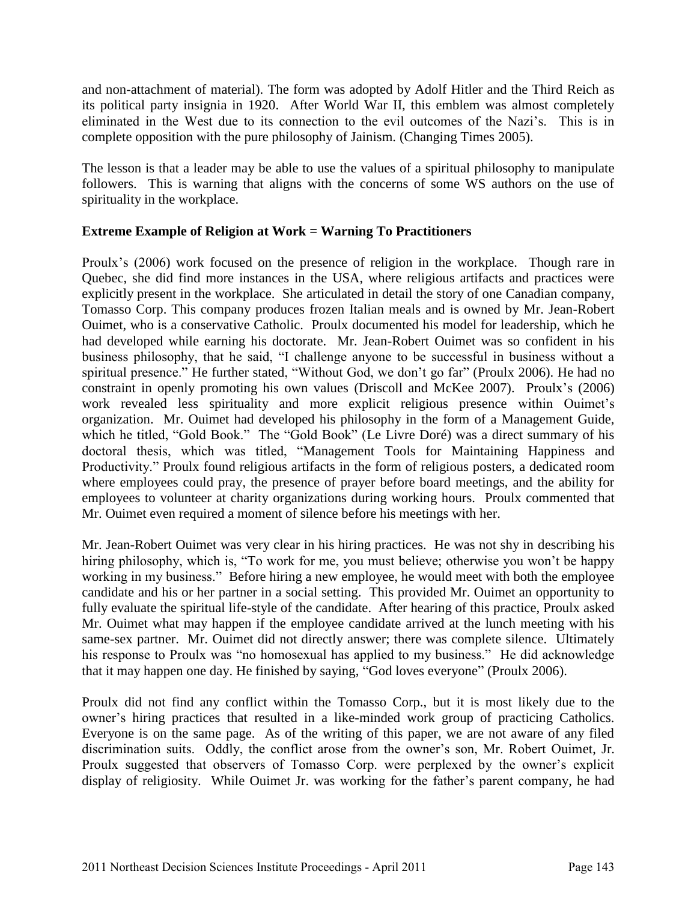and non-attachment of material). The form was adopted by Adolf Hitler and the Third Reich as its political party insignia in 1920. After World War II, this emblem was almost completely eliminated in the West due to its connection to the evil outcomes of the Nazi's. This is in complete opposition with the pure philosophy of Jainism. (Changing Times 2005).

The lesson is that a leader may be able to use the values of a spiritual philosophy to manipulate followers. This is warning that aligns with the concerns of some WS authors on the use of spirituality in the workplace.

**Extreme Example of Religion at Work = Warning To Practitioners**

Proulx's (2006) work focused on the presence of religion in the workplace. Though rare in Quebec, she did find more instances in the USA, where religious artifacts and practices were explicitly present in the workplace. She articulated in detail the story of one Canadian company, Tomasso Corp. This company produces frozen Italian meals and is owned by Mr. Jean-Robert Ouimet, who is a conservative Catholic. Proulx documented his model for leadership, which he had developed while earning his doctorate. Mr. Jean-Robert Ouimet was so confident in his business philosophy, that he said, "I challenge anyone to be successful in business without a spiritual presence." He further stated, "Without God, we don't go far" (Proulx 2006). He had no constraint in openly promoting his own values (Driscoll and McKee 2007). Proulx's (2006) work revealed less spirituality and more explicit religious presence within Ouimet's organization. Mr. Ouimet had developed his philosophy in the form of a Management Guide, which he titled, "Gold Book." The "Gold Book" (Le Livre Doré) was a direct summary of his doctoral thesis, which was titled, "Management Tools for Maintaining Happiness and Productivity." Proulx found religious artifacts in the form of religious posters, a dedicated room where employees could pray, the presence of prayer before board meetings, and the ability for employees to volunteer at charity organizations during working hours. Proulx commented that Mr. Ouimet even required a moment of silence before his meetings with her.

Mr. Jean-Robert Ouimet was very clear in his hiring practices. He was not shy in describing his hiring philosophy, which is, "To work for me, you must believe; otherwise you won't be happy working in my business." Before hiring a new employee, he would meet with both the employee candidate and his or her partner in a social setting. This provided Mr. Ouimet an opportunity to fully evaluate the spiritual life-style of the candidate. After hearing of this practice, Proulx asked Mr. Ouimet what may happen if the employee candidate arrived at the lunch meeting with his same-sex partner. Mr. Ouimet did not directly answer; there was complete silence. Ultimately his response to Proulx was "no homosexual has applied to my business." He did acknowledge that it may happen one day. He finished by saying, "God loves everyone" (Proulx 2006).

Proulx did not find any conflict within the Tomasso Corp., but it is most likely due to the owner's hiring practices that resulted in a like-minded work group of practicing Catholics. Everyone is on the same page. As of the writing of this paper, we are not aware of any filed discrimination suits. Oddly, the conflict arose from the owner's son, Mr. Robert Ouimet, Jr. Proulx suggested that observers of Tomasso Corp. were perplexed by the owner's explicit display of religiosity. While Ouimet Jr. was working for the father's parent company, he had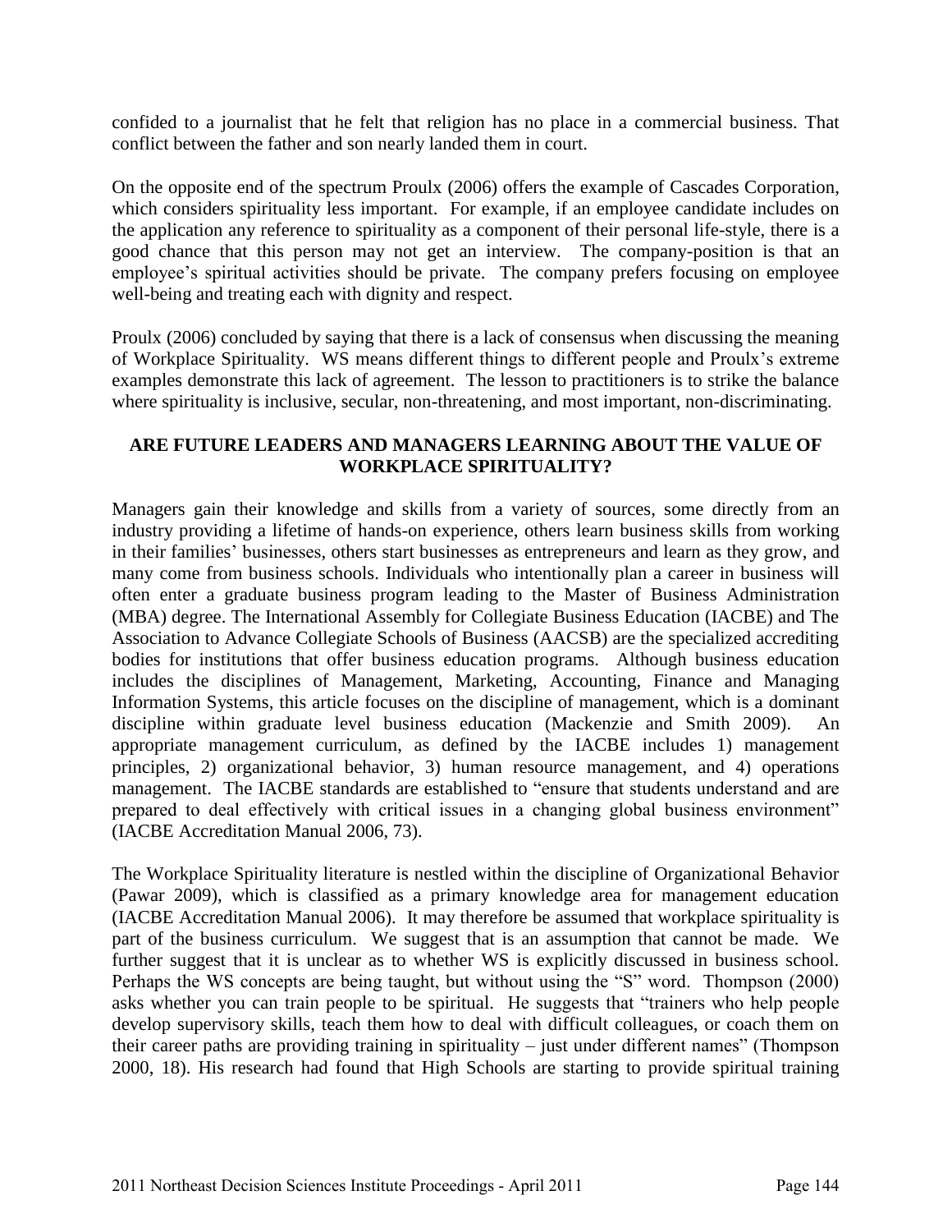confided to a journalist that he felt that religion has no place in a commercial business. That conflict between the father and son nearly landed them in court.

On the opposite end of the spectrum Proulx (2006) offers the example of Cascades Corporation, which considers spirituality less important. For example, if an employee candidate includes on the application any reference to spirituality as a component of their personal life-style, there is a good chance that this person may not get an interview. The company-position is that an employee's spiritual activities should be private. The company prefers focusing on employee well-being and treating each with dignity and respect.

Proulx (2006) concluded by saying that there is a lack of consensus when discussing the meaning of Workplace Spirituality. WS means different things to different people and Proulx's extreme examples demonstrate this lack of agreement. The lesson to practitioners is to strike the balance where spirituality is inclusive, secular, non-threatening, and most important, non-discriminating.

## ARE FUTURE LEADERS AND MANAGERS LEARNING ABOUT THE VALUE OF WORKPLACE SPIRITUALITY?

Managers gain their knowledge and skills from a variety of sources, some directly from an industry providing a lifetime of hands-on experience, others learn business skills from working in their families' businesses, others start businesses as entrepreneurs and learn as they grow, and many come from business schools. Individuals who intentionally plan a career in business will often enter a graduate business program leading to the Master of Business Administration (MBA) degree. The International Assembly for Collegiate Business Education (IACBE) and The Association to Advance Collegiate Schools of Business (AACSB) are the specialized accrediting bodies for institutions that offer business education programs. Although business education includes the disciplines of Management, Marketing, Accounting, Finance and Managing Information Systems, this article focuses on the discipline of management, which is a dominant discipline within graduate level business education (Mackenzie and Smith 2009). An appropriate management curriculum, as defined by the IACBE includes 1) management principles, 2) organizational behavior, 3) human resource management, and 4) operations management. The IACBE standards are established to "ensure that students understand and are prepared to deal effectively with critical issues in a changing global business environment" (IACBE Accreditation Manual 2006, 73).

The Workplace Spirituality literature is nestled within the discipline of Organizational Behavior (Pawar 2009), which is classified as a primary knowledge area for management education (IACBE Accreditation Manual 2006). It may therefore be assumed that workplace spirituality is part of the business curriculum. We suggest that is an assumption that cannot be made. We further suggest that it is unclear as to whether WS is explicitly discussed in business school. Perhaps the WS concepts are being taught, but without using the "S" word. Thompson (2000) asks whether you can train people to be spiritual. He suggests that "trainers who help people develop supervisory skills, teach them how to deal with difficult colleagues, or coach them on their career paths are providing training in spirituality – just under different names" (Thompson 2000, 18). His research had found that High Schools are starting to provide spiritual training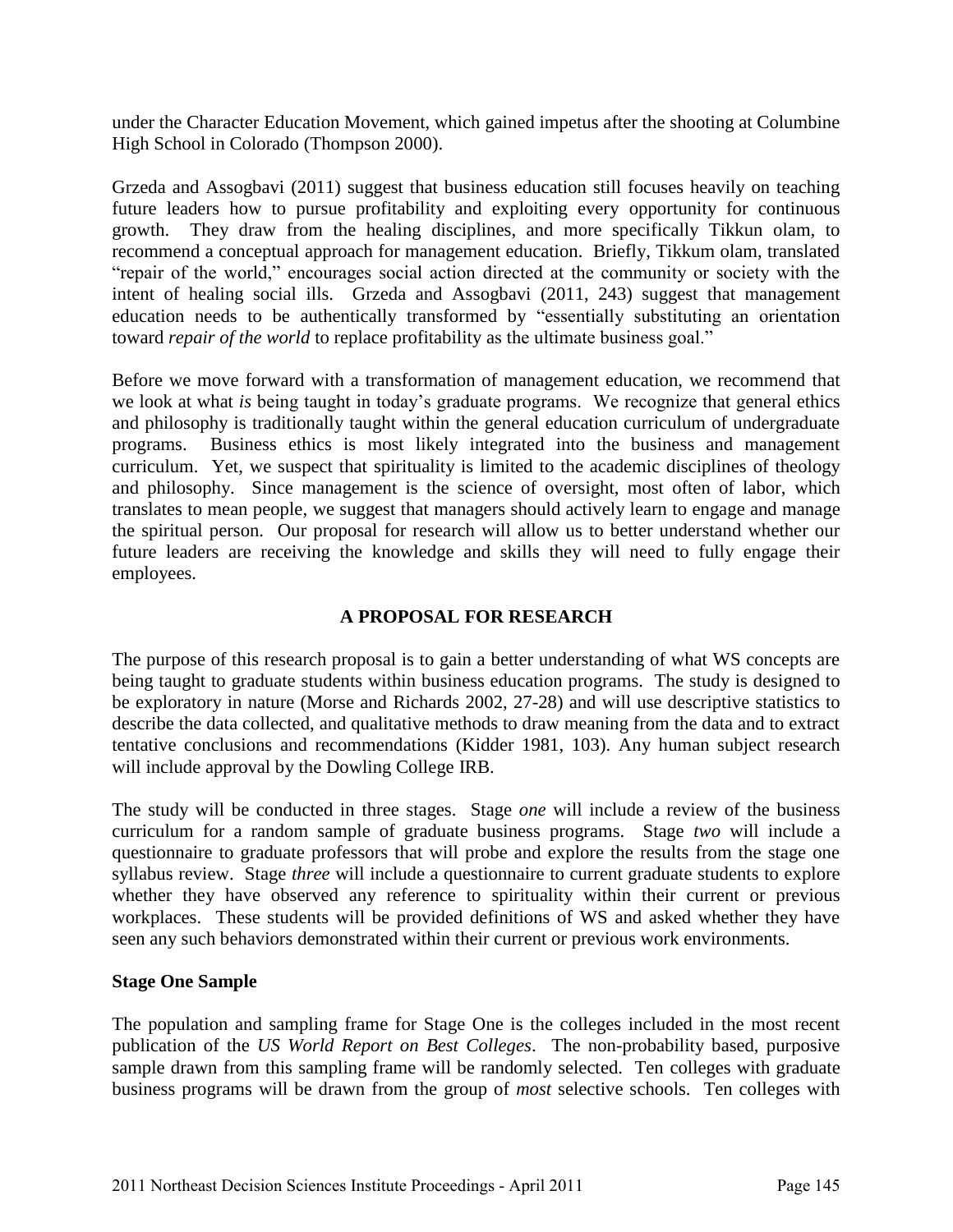under the Character Education Movement, which gained impetus after the shooting at Columbine High School in Colorado (Thompson 2000).

Grzeda and Assogbavi (2011) suggest that business education still focuses heavily on teaching future leaders how to pursue profitability and exploiting every opportunity for continuous growth. They draw from the healing disciplines, and more specifically Tikkun olam, to recommend a conceptual approach for management education. Briefly, Tikkum olam, translated "repair of the world," encourages social action directed at the community or society with the intent of healing social ills. Grzeda and Assogbavi (2011, 243) suggest that management education needs to be authentically transformed by "essentially substituting an orientation toward *repair of the world* to replace profitability as the ultimate business goal."

Before we move forward with a transformation of management education, we recommend that we look at what *is* being taught in today's graduate programs. We recognize that general ethics and philosophy is traditionally taught within the general education curriculum of undergraduate programs. Business ethics is most likely integrated into the business and management curriculum. Yet, we suspect that spirituality is limited to the academic disciplines of theology and philosophy. Since management is the science of oversight, most often of labor, which translates to mean people, we suggest that managers should actively learn to engage and manage the spiritual person. Our proposal for research will allow us to better understand whether our future leaders are receiving the knowledge and skills they will need to fully engage their employees.

## A PROPOSAL FOR RESEARCH

The purpose of this research proposal is to gain a better understanding of what WS concepts are being taught to graduate students within business education programs. The study is designed to be exploratory in nature (Morse and Richards 2002, 27-28) and will use descriptive statistics to describe the data collected, and qualitative methods to draw meaning from the data and to extract tentative conclusions and recommendations (Kidder 1981, 103). Any human subject research will include approval by the Dowling College IRB.

The study will be conducted in three stages. Stage *one* will include a review of the business curriculum for a random sample of graduate business programs. Stage *two* will include a questionnaire to graduate professors that will probe and explore the results from the stage one syllabus review. Stage *three* will include a questionnaire to current graduate students to explore whether they have observed any reference to spirituality within their current or previous workplaces. These students will be provided definitions of WS and asked whether they have seen any such behaviors demonstrated within their current or previous work environments.

### Stage One Sample

The population and sampling frame for Stage One is the colleges included in the most recent publication of the *US World Report on Best Colleges*. The non-probability based, purposive sample drawn from this sampling frame will be randomly selected. Ten colleges with graduate business programs will be drawn from the group of *most* selective schools. Ten colleges with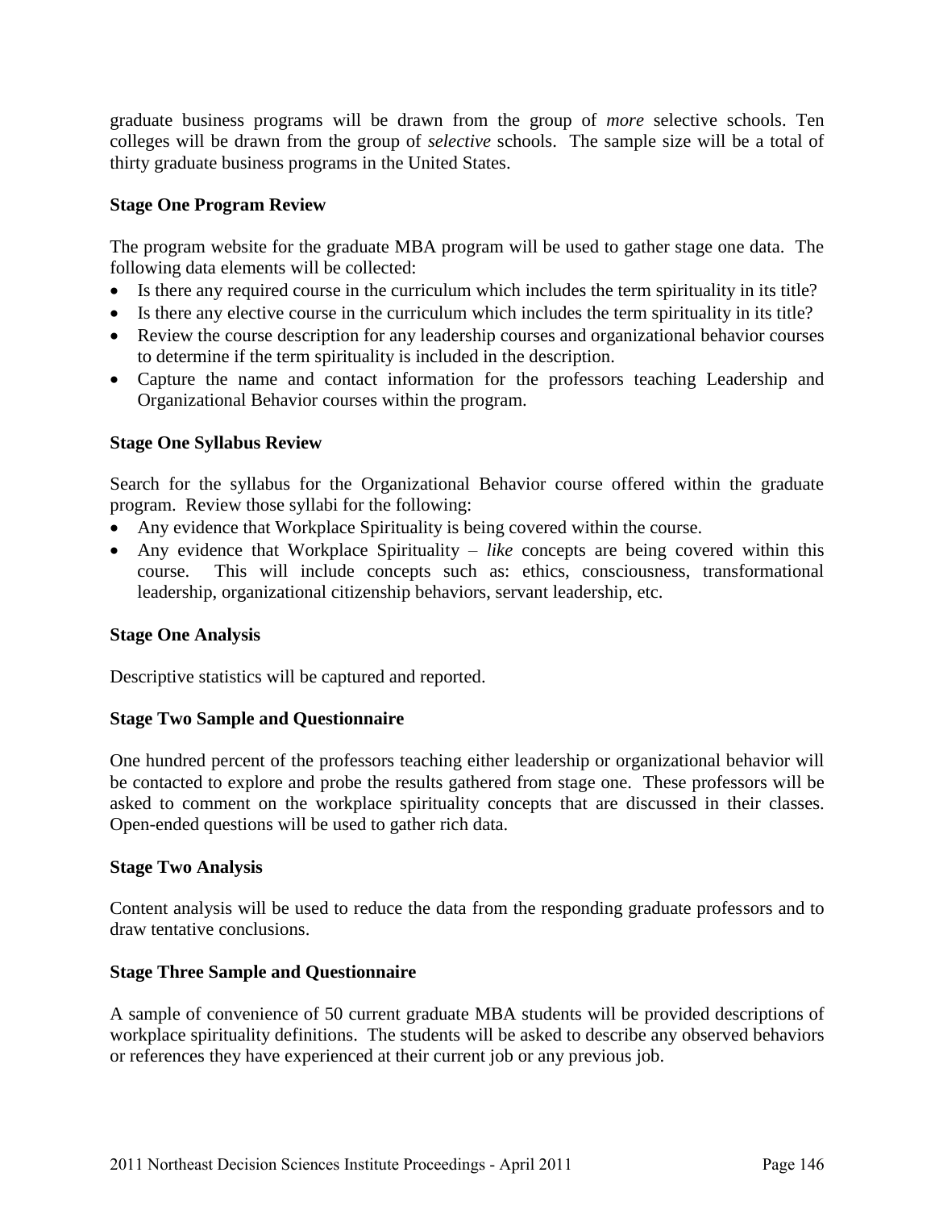graduate business programs will be drawn from the group of *more* selective schools. Ten colleges will be drawn from the group of *selective* schools. The sample size will be a total of thirty graduate business programs in the United States.

**Stage One Program Review**

The program website for the graduate MBA program will be used to gather stage one data. The following data elements will be collected:

- Is there any required course in the curriculum which includes the term spirituality in its title?
- Is there any elective course in the curriculum which includes the term spirituality in its title?
- Review the course description for any leadership courses and organizational behavior courses to determine if the term spirituality is included in the description.
- Capture the name and contact information for the professors teaching Leadership and Organizational Behavior courses within the program.

**Stage One Syllabus Review**

Search for the syllabus for the Organizational Behavior course offered within the graduate program. Review those syllabi for the following:

- Any evidence that Workplace Spirituality is being covered within the course.
- Any evidence that Workplace Spirituality – *like* concepts are being covered within this course. This will include concepts such as: ethics, consciousness, transformational leadership, organizational citizenship behaviors, servant leadership, etc.

**Stage One Analysis**

Descriptive statistics will be captured and reported.

**Stage Two Sample and Questionnaire**

One hundred percent of the professors teaching either leadership or organizational behavior will be contacted to explore and probe the results gathered from stage one. These professors will be asked to comment on the workplace spirituality concepts that are discussed in their classes. Open-ended questions will be used to gather rich data.

**Stage Two Analysis**

Content analysis will be used to reduce the data from the responding graduate professors and to draw tentative conclusions.

**Stage Three Sample and Questionnaire**

A sample of convenience of 50 current graduate MBA students will be provided descriptions of workplace spirituality definitions. The students will be asked to describe any observed behaviors or references they have experienced at their current job or any previous job.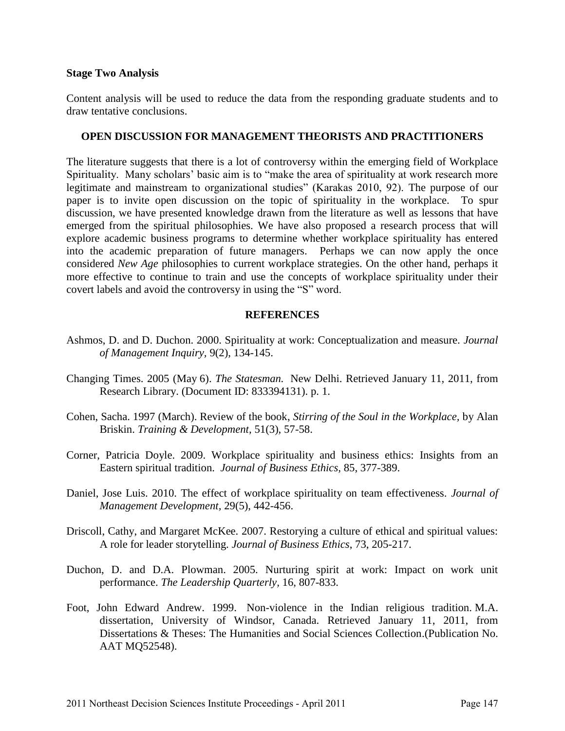**Stage Two Analysis**

Content analysis will be used to reduce the data from the responding graduate students and to draw tentative conclusions.

## OPEN DISCUSSION FOR MANAGEMENT THEORISTS AND PRACTITIONERS

The literature suggests that there is a lot of controversy within the emerging field of Workplace Spirituality. Many scholars' basic aim is to "make the area of spirituality at work research more legitimate and mainstream to organizational studies" (Karakas 2010, 92). The purpose of our paper is to invite open discussion on the topic of spirituality in the workplace. To spur discussion, we have presented knowledge drawn from the literature as well as lessons that have emerged from the spiritual philosophies. We have also proposed a research process that will explore academic business programs to determine whether workplace spirituality has entered into the academic preparation of future managers. Perhaps we can now apply the once considered *New Age* philosophies to current workplace strategies. On the other hand, perhaps it more effective to continue to train and use the concepts of workplace spirituality under their covert labels and avoid the controversy in using the "S" word.

## REFERENCES

Ashmos, D. and D. Duchon. 2000. Spirituality at work: Conceptualization and measure. *Journal of Management Inquiry,* 9(2), 134-145.

Changing Times. 2005 (May 6). *The Statesman.* New Delhi. Retrieved January 11, 2011, from Research Library. (Document ID: 833394131). p. 1.

Cohen, Sacha. 1997 (March). Review of the book, *Stirring of the Soul in the Workplace,* by Alan Briskin. *Training & Development,* 51(3), 57-58.

Corner, Patricia Doyle. 2009. Workplace spirituality and business ethics: Insights from an Eastern spiritual tradition. *Journal of Business Ethics,* 85, 377-389.

Daniel, Jose Luis. 2010. The effect of workplace spirituality on team effectiveness. *Journal of Management Development,* 29(5), 442-456.

Driscoll, Cathy, and Margaret McKee. 2007. Restorying a culture of ethical and spiritual values: A role for leader storytelling. *Journal of Business Ethics*, 73, 205-217.

Duchon, D. and D.A. Plowman. 2005. Nurturing spirit at work: Impact on work unit performance. *The Leadership Quarterly,* 16, 807-833.

Foot, John Edward Andrew. 1999. Non-violence in the Indian religious tradition. M.A. dissertation, University of Windsor, Canada. Retrieved January 11, 2011, from Dissertations & Theses: The Humanities and Social Sciences Collection.(Publication No. AAT MQ52548).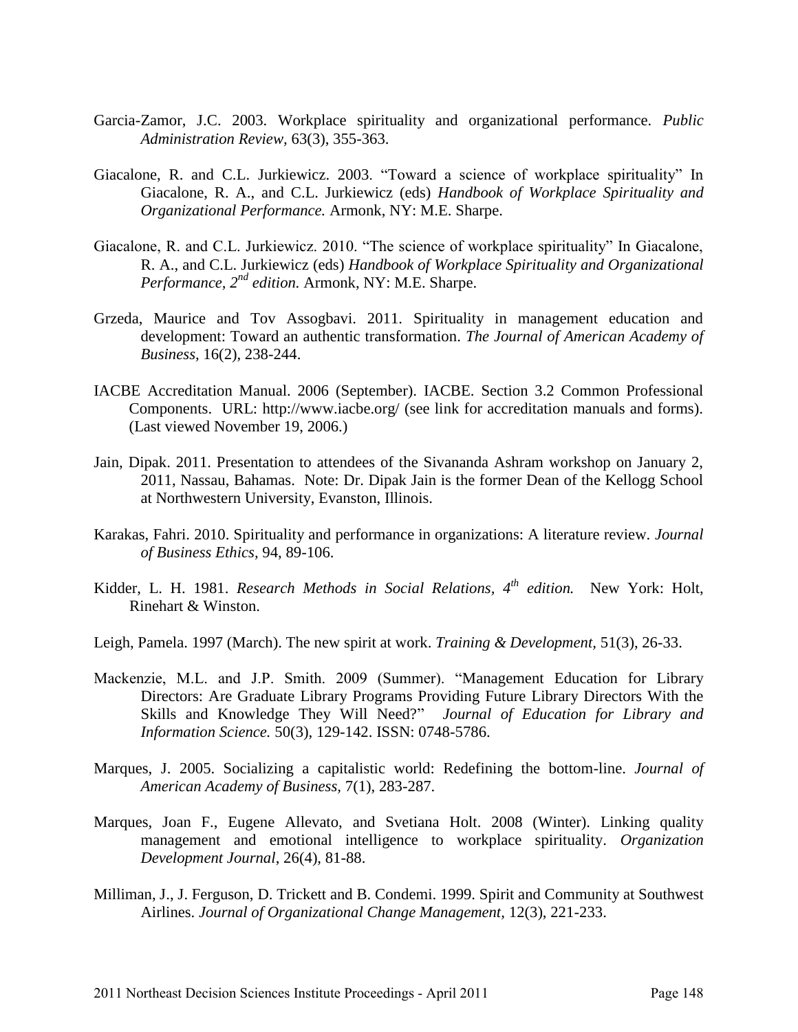Garcia-Zamor, J.C. 2003. Workplace spirituality and organizational performance. *Public Administration Review,* 63(3), 355-363.

Giacalone, R. and C.L. Jurkiewicz. 2003. "Toward a science of workplace spirituality" In Giacalone, R. A., and C.L. Jurkiewicz (eds) *Handbook of Workplace Spirituality and Organizational Performance.* Armonk, NY: M.E. Sharpe.

Giacalone, R. and C.L. Jurkiewicz. 2010. "The science of workplace spirituality" In Giacalone, R. A., and C.L. Jurkiewicz (eds) *Handbook of Workplace Spirituality and Organizational Performance, 2nd edition.* Armonk, NY: M.E. Sharpe.

Grzeda, Maurice and Tov Assogbavi. 2011. Spirituality in management education and development: Toward an authentic transformation. *The Journal of American Academy of Business,* 16(2), 238-244.

IACBE Accreditation Manual. 2006 (September). IACBE. Section 3.2 Common Professional Components. URL: http://www.iacbe.org/ (see link for accreditation manuals and forms). (Last viewed November 19, 2006.)

Jain, Dipak. 2011. Presentation to attendees of the Sivananda Ashram workshop on January 2, 2011, Nassau, Bahamas. Note: Dr. Dipak Jain is the former Dean of the Kellogg School at Northwestern University, Evanston, Illinois.

Karakas, Fahri. 2010. Spirituality and performance in organizations: A literature review. *Journal of Business Ethics*, 94, 89-106.

Kidder, L. H. 1981. *Research Methods in Social Relations, 4th edition.* New York: Holt, Rinehart & Winston.

Leigh, Pamela. 1997 (March). The new spirit at work. *Training & Development,* 51(3), 26-33.

Mackenzie, M.L. and J.P. Smith. 2009 (Summer). "Management Education for Library Directors: Are Graduate Library Programs Providing Future Library Directors With the Skills and Knowledge They Will Need?" *Journal of Education for Library and Information Science.* 50(3), 129-142. ISSN: 0748-5786.

Marques, J. 2005. Socializing a capitalistic world: Redefining the bottom-line. *Journal of American Academy of Business,* 7(1), 283-287.

Marques, Joan F., Eugene Allevato, and Svetiana Holt. 2008 (Winter). Linking quality management and emotional intelligence to workplace spirituality. *Organization Development Journal*, 26(4), 81-88.

Milliman, J., J. Ferguson, D. Trickett and B. Condemi. 1999. Spirit and Community at Southwest Airlines. *Journal of Organizational Change Management,* 12(3), 221-233.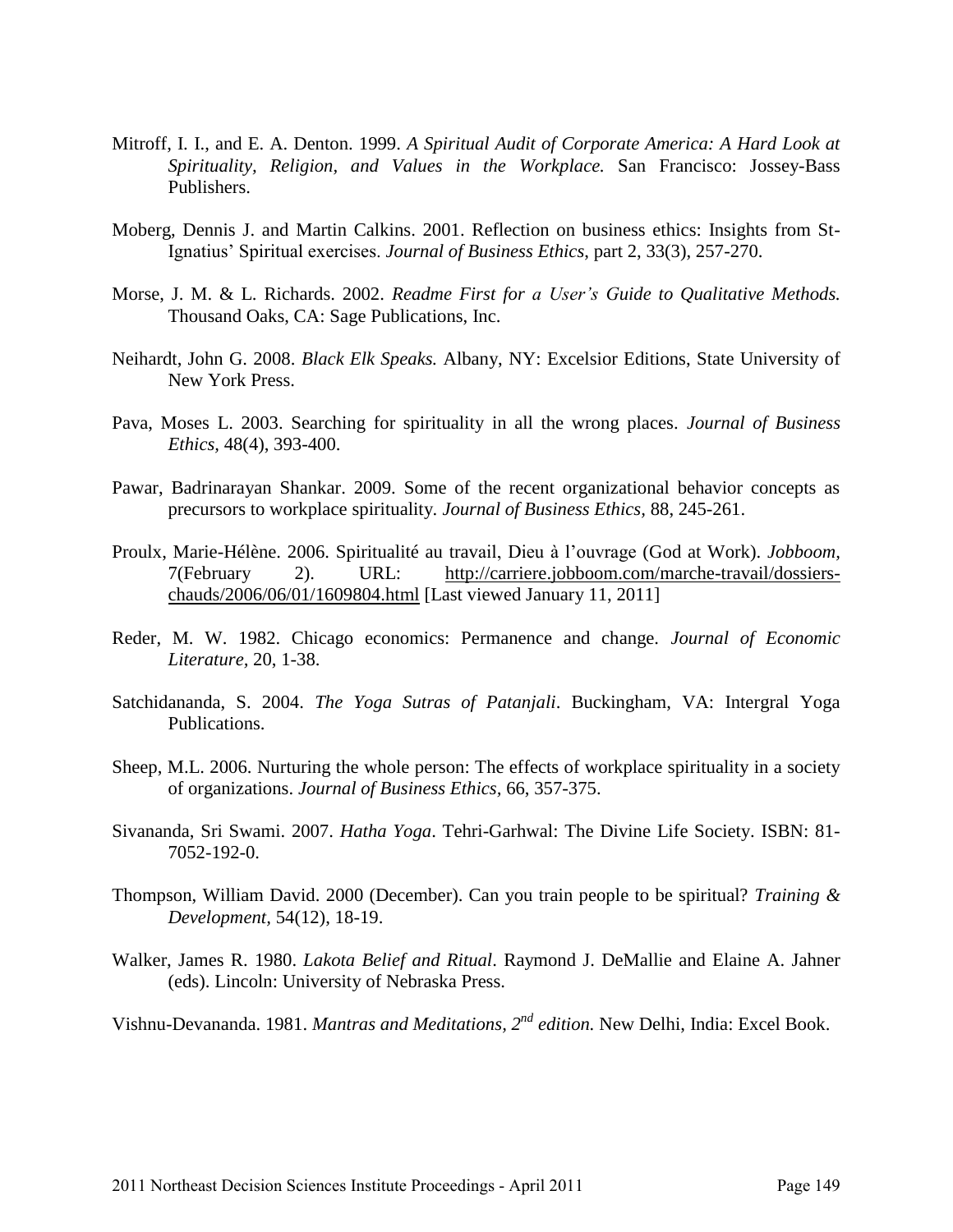Mitroff, I. I., and E. A. Denton. 1999. *A Spiritual Audit of Corporate America: A Hard Look at Spirituality, Religion, and Values in the Workplace.* San Francisco: Jossey-Bass Publishers.

Moberg, Dennis J. and Martin Calkins. 2001. Reflection on business ethics: Insights from St-Ignatius' Spiritual exercises. *Journal of Business Ethics*, part 2, 33(3), 257-270.

Morse, J. M. & L. Richards. 2002. *Readme First for a User's Guide to Qualitative Methods.* Thousand Oaks, CA: Sage Publications, Inc.

Neihardt, John G. 2008. *Black Elk Speaks.* Albany, NY: Excelsior Editions, State University of New York Press.

Pava, Moses L. 2003. Searching for spirituality in all the wrong places. *Journal of Business Ethics*, 48(4), 393-400.

Pawar, Badrinarayan Shankar. 2009. Some of the recent organizational behavior concepts as precursors to workplace spirituality. *Journal of Business Ethics,* 88, 245-261.

Proulx, Marie-Hélène. 2006. Spiritualité au travail, Dieu à l'ouvrage (God at Work). *Jobboom,* 7(February 2). URL: http://carriere.jobboom.com/marche-travail/dossiers-chauds/2006/06/01/1609804.html [Last viewed January 11, 2011]

Reder, M. W. 1982. Chicago economics: Permanence and change. *Journal of Economic Literature*, 20, 1-38.

Satchidananda, S. 2004. *The Yoga Sutras of Patanjali*. Buckingham, VA: Intergral Yoga Publications.

Sheep, M.L. 2006. Nurturing the whole person: The effects of workplace spirituality in a society of organizations. *Journal of Business Ethics,* 66, 357-375.

Sivananda, Sri Swami. 2007. *Hatha Yoga*. Tehri-Garhwal: The Divine Life Society. ISBN: 81-7052-192-0.

Thompson, William David. 2000 (December). Can you train people to be spiritual? *Training & Development,* 54(12), 18-19.

Walker, James R. 1980. *Lakota Belief and Ritual*. Raymond J. DeMallie and Elaine A. Jahner (eds). Lincoln: University of Nebraska Press.

Vishnu-Devananda. 1981. *Mantras and Meditations, 2nd edition.* New Delhi, India: Excel Book.